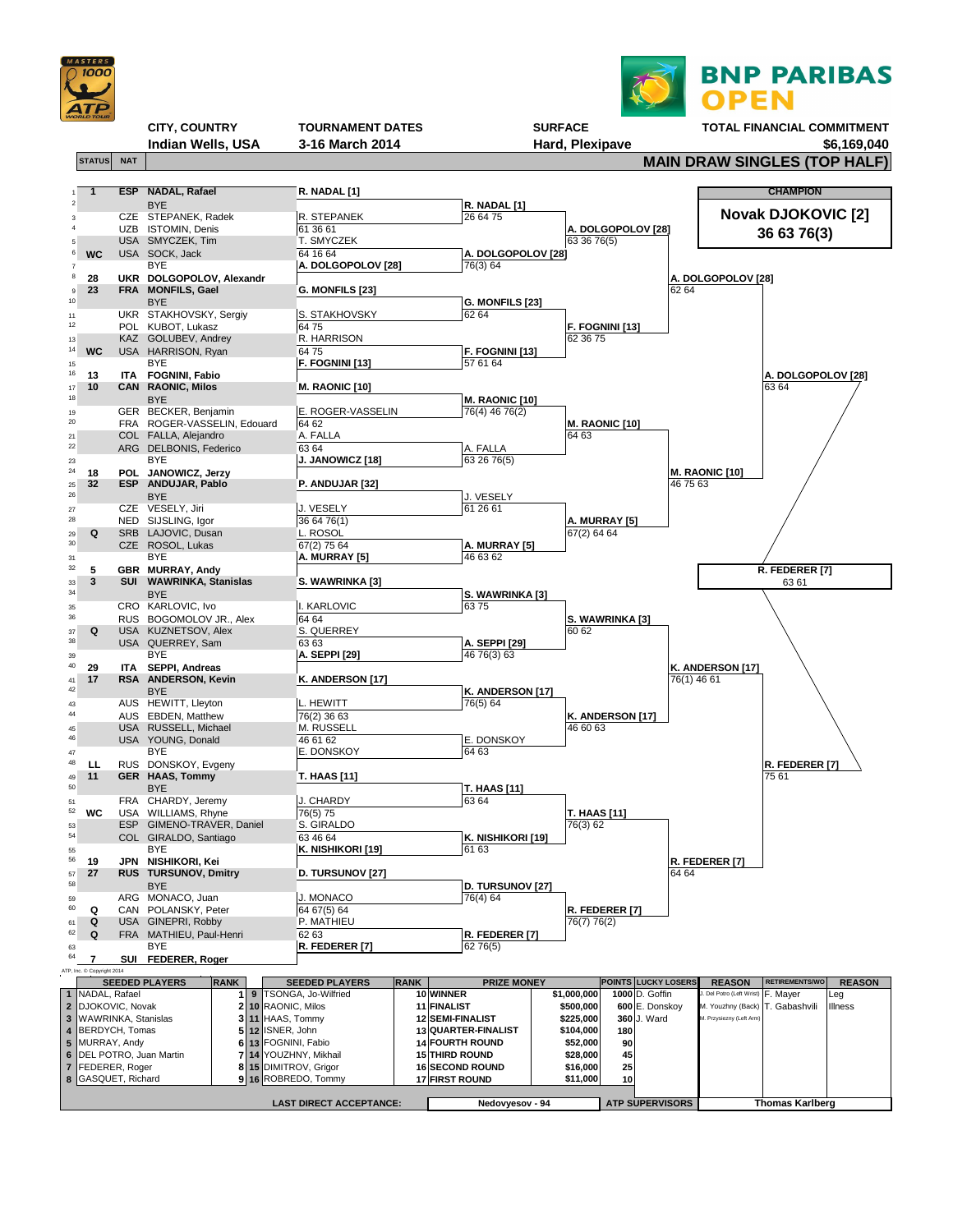# BNP PARIBAS OPEN

| CITY, COUNTRY | TOURNAMENT DATES | SURFACE | TOTAL FINANCIAL COMMITMENT |
|---|---|---|---|
| Indian Wells, USA | 3-16 March 2014 | Hard, Plexipave | $6,169,040 |

## MAIN DRAW SINGLES (TOP HALF)

**CHAMPION: Novak DJOKOVIC [2]** 36 63 76(3)

| # | STATUS | NAT | Player | Round 2 | Round 3 | Round 4 | Quarter-Final | Semi-Final | Final |
|---|---|---|---|---|---|---|---|---|---|
| 1 | 1 | ESP | NADAL, Rafael | R. NADAL [1] | R. NADAL [1] | A. DOLGOPOLOV [28] | A. DOLGOPOLOV [28] | A. DOLGOPOLOV [28] | R. FEDERER [7] |
| 2 | | | BYE | | 26 64 75 | 63 36 76(5) | 62 64 | 63 64 | 63 61 |
| 3 | | CZE | STEPANEK, Radek | R. STEPANEK | | | | | |
| 4 | | UZB | ISTOMIN, Denis | 61 36 61 | | | | | |
| 5 | | USA | SMYCZEK, Tim | T. SMYCZEK | A. DOLGOPOLOV [28] | | | | |
| 6 | WC | USA | SOCK, Jack | 64 16 64 | 76(3) 64 | | | | |
| 7 | | | BYE | A. DOLGOPOLOV [28] | | | | | |
| 8 | 28 | UKR | DOLGOPOLOV, Alexandr | | | | | | |
| 9 | 23 | FRA | MONFILS, Gael | G. MONFILS [23] | G. MONFILS [23] | F. FOGNINI [13] | | | |
| 10 | | | BYE | | 62 64 | 62 36 75 | | | |
| 11 | | UKR | STAKHOVSKY, Sergiy | S. STAKHOVSKY | | | | | |
| 12 | | POL | KUBOT, Lukasz | 64 75 | | | | | |
| 13 | | KAZ | GOLUBEV, Andrey | R. HARRISON | F. FOGNINI [13] | | | | |
| 14 | WC | USA | HARRISON, Ryan | 64 75 | 57 61 64 | | | | |
| 15 | | | BYE | F. FOGNINI [13] | | | | | |
| 16 | 13 | ITA | FOGNINI, Fabio | | | | | | |
| 17 | 10 | CAN | RAONIC, Milos | M. RAONIC [10] | M. RAONIC [10] | M. RAONIC [10] | M. RAONIC [10] | | |
| 18 | | | BYE | | 76(4) 46 76(2) | 64 63 | 46 75 63 | | |
| 19 | | GER | BECKER, Benjamin | E. ROGER-VASSELIN | | | | | |
| 20 | | FRA | ROGER-VASSELIN, Edouard | 64 62 | | | | | |
| 21 | | COL | FALLA, Alejandro | A. FALLA | A. FALLA | | | | |
| 22 | | ARG | DELBONIS, Federico | 63 64 | 63 26 76(5) | | | | |
| 23 | | | BYE | J. JANOWICZ [18] | | | | | |
| 24 | 18 | POL | JANOWICZ, Jerzy | | | | | | |
| 25 | 32 | ESP | ANDUJAR, Pablo | P. ANDUJAR [32] | J. VESELY | A. MURRAY [5] | | | |
| 26 | | | BYE | | 61 26 61 | 67(2) 64 64 | | | |
| 27 | | CZE | VESELY, Jiri | J. VESELY | | | | | |
| 28 | | NED | SIJSLING, Igor | 36 64 76(1) | | | | | |
| 29 | Q | SRB | LAJOVIC, Dusan | L. ROSOL | A. MURRAY [5] | | | | |
| 30 | | CZE | ROSOL, Lukas | 67(2) 75 64 | 46 63 62 | | | | |
| 31 | | | BYE | A. MURRAY [5] | | | | | |
| 32 | 5 | GBR | MURRAY, Andy | | | | | | |
| 33 | 3 | SUI | WAWRINKA, Stanislas | S. WAWRINKA [3] | S. WAWRINKA [3] | S. WAWRINKA [3] | K. ANDERSON [17] | R. FEDERER [7] | |
| 34 | | | BYE | | 63 75 | 60 62 | 76(1) 46 61 | 75 61 | |
| 35 | | CRO | KARLOVIC, Ivo | I. KARLOVIC | | | | | |
| 36 | | RUS | BOGOMOLOV JR., Alex | 64 64 | | | | | |
| 37 | Q | USA | KUZNETSOV, Alex | S. QUERREY | A. SEPPI [29] | | | | |
| 38 | | USA | QUERREY, Sam | 63 63 | 46 76(3) 63 | | | | |
| 39 | | | BYE | A. SEPPI [29] | | | | | |
| 40 | 29 | ITA | SEPPI, Andreas | | | | | | |
| 41 | 17 | RSA | ANDERSON, Kevin | K. ANDERSON [17] | K. ANDERSON [17] | K. ANDERSON [17] | | | |
| 42 | | | BYE | | 76(5) 64 | 46 60 63 | | | |
| 43 | | AUS | HEWITT, Lleyton | L. HEWITT | | | | | |
| 44 | | AUS | EBDEN, Matthew | 76(2) 36 63 | | | | | |
| 45 | | USA | RUSSELL, Michael | M. RUSSELL | E. DONSKOY | | | | |
| 46 | | USA | YOUNG, Donald | 46 61 62 | 64 63 | | | | |
| 47 | | | BYE | E. DONSKOY | | | | | |
| 48 | LL | RUS | DONSKOY, Evgeny | | | | | | |
| 49 | 11 | GER | HAAS, Tommy | T. HAAS [11] | T. HAAS [11] | T. HAAS [11] | R. FEDERER [7] | | |
| 50 | | | BYE | | 63 64 | 76(3) 62 | 64 64 | | |
| 51 | | FRA | CHARDY, Jeremy | J. CHARDY | | | | | |
| 52 | WC | USA | WILLIAMS, Rhyne | 76(5) 75 | | | | | |
| 53 | | ESP | GIMENO-TRAVER, Daniel | S. GIRALDO | K. NISHIKORI [19] | | | | |
| 54 | | COL | GIRALDO, Santiago | 63 46 64 | 61 63 | | | | |
| 55 | | | BYE | K. NISHIKORI [19] | | | | | |
| 56 | 19 | JPN | NISHIKORI, Kei | | | | | | |
| 57 | 27 | RUS | TURSUNOV, Dmitry | D. TURSUNOV [27] | D. TURSUNOV [27] | R. FEDERER [7] | | | |
| 58 | | | BYE | | 76(4) 64 | 76(7) 76(2) | | | |
| 59 | | ARG | MONACO, Juan | J. MONACO | | | | | |
| 60 | Q | CAN | POLANSKY, Peter | 64 67(5) 64 | | | | | |
| 61 | Q | USA | GINEPRI, Robby | P. MATHIEU | R. FEDERER [7] | | | | |
| 62 | Q | FRA | MATHIEU, Paul-Henri | 62 63 | 62 76(5) | | | | |
| 63 | | | BYE | R. FEDERER [7] | | | | | |
| 64 | 7 | SUI | FEDERER, Roger | | | | | | |

ATP, Inc. © Copyright 2014

| | SEEDED PLAYERS | RANK | | SEEDED PLAYERS | RANK | PRIZE MONEY | | POINTS | LUCKY LOSERS | REASON | RETIREMENTS/WO | REASON |
|---|---|---|---|---|---|---|---|---|---|---|---|---|
| 1 | NADAL, Rafael | 1 | 9 | TSONGA, Jo-Wilfried | 10 | WINNER | $1,000,000 | 1000 | D. Goffin | J. Del Potro (Left Wrist) | F. Mayer | Leg |
| 2 | DJOKOVIC, Novak | 2 | 10 | RAONIC, Milos | 11 | FINALIST | $500,000 | 600 | E. Donskoy | M. Youzhny (Back) | T. Gabashvili | Illness |
| 3 | WAWRINKA, Stanislas | 3 | 11 | HAAS, Tommy | 12 | SEMI-FINALIST | $225,000 | 360 | J. Ward | M. Przysiezny (Left Arm) | | |
| 4 | BERDYCH, Tomas | 5 | 12 | ISNER, John | 13 | QUARTER-FINALIST | $104,000 | 180 | | | | |
| 5 | MURRAY, Andy | 6 | 13 | FOGNINI, Fabio | 14 | FOURTH ROUND | $52,000 | 90 | | | | |
| 6 | DEL POTRO, Juan Martin | 7 | 14 | YOUZHNY, Mikhail | 15 | THIRD ROUND | $28,000 | 45 | | | | |
| 7 | FEDERER, Roger | 8 | 15 | DIMITROV, Grigor | 16 | SECOND ROUND | $16,000 | 25 | | | | |
| 8 | GASQUET, Richard | 9 | 16 | ROBREDO, Tommy | 17 | FIRST ROUND | $11,000 | 10 | | | | |

LAST DIRECT ACCEPTANCE: Nedovyesov - 94

ATP SUPERVISORS: Thomas Karlberg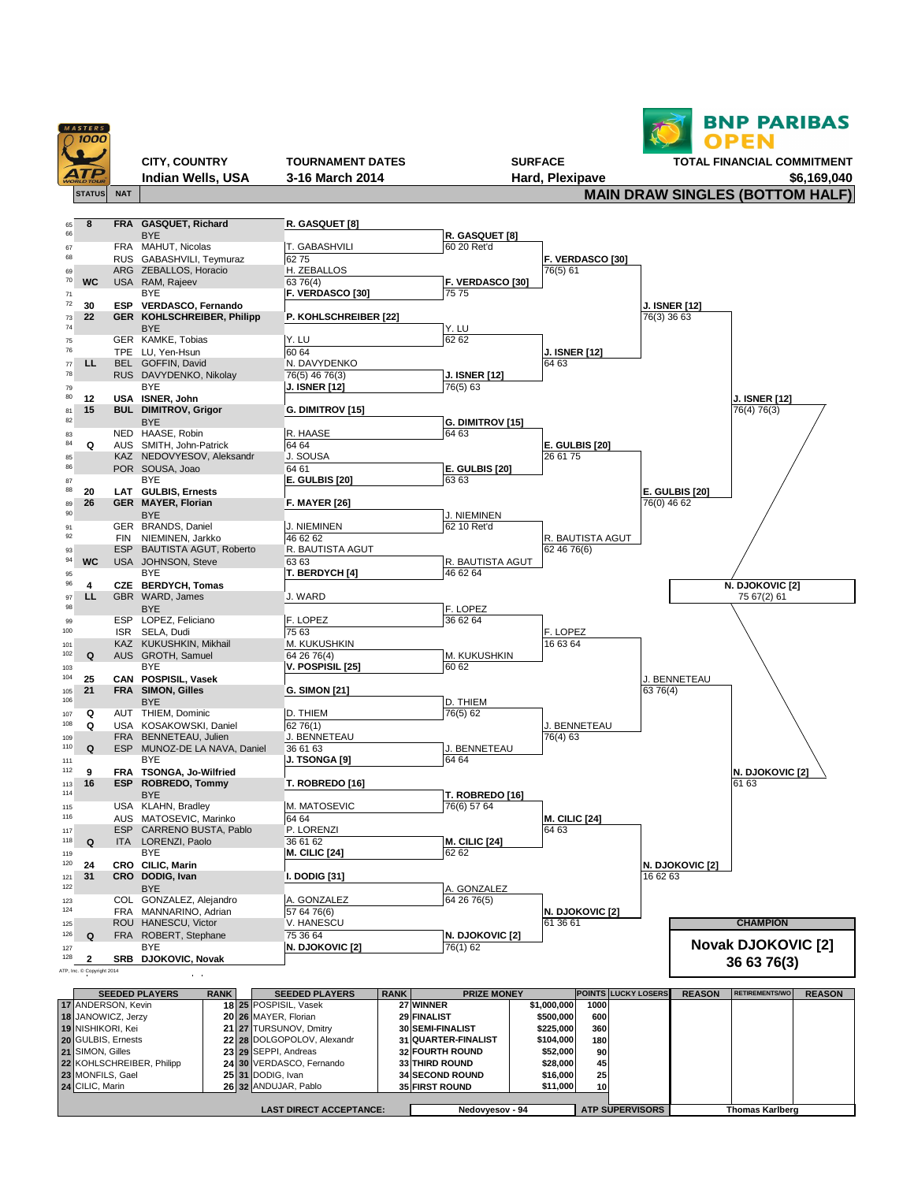MASTERS 1000 ATP WORLD TOUR

BNP PARIBAS OPEN

| CITY, COUNTRY | TOURNAMENT DATES | SURFACE | TOTAL FINANCIAL COMMITMENT |
|---|---|---|---|
| Indian Wells, USA | 3-16 March 2014 | Hard, Plexipave | $6,169,040 |

## MAIN DRAW SINGLES (BOTTOM HALF)

| # | STATUS | NAT | Player | Round 1 | Round 2 | Round 3 | Quarter-final | Semi-final | Final |
|---|---|---|---|---|---|---|---|---|---|
| 65 | 8 | FRA | GASQUET, Richard | R. GASQUET [8] | | | | | |
| 66 | | | BYE | | R. GASQUET [8] | | | | |
| 67 | | FRA | MAHUT, Nicolas | T. GABASHVILI | 60 20 Ret'd | | | | |
| 68 | | RUS | GABASHVILI, Teymuraz | 62 75 | | F. VERDASCO [30] | | | |
| 69 | | ARG | ZEBALLOS, Horacio | H. ZEBALLOS | | 76(5) 61 | | | |
| 70 | WC | USA | RAM, Rajeev | 63 76(4) | F. VERDASCO [30] | | | | |
| 71 | | | BYE | F. VERDASCO [30] | 75 75 | | | | |
| 72 | 30 | ESP | VERDASCO, Fernando | | | | J. ISNER [12] | | |
| 73 | 22 | GER | KOHLSCHREIBER, Philipp | P. KOHLSCHREIBER [22] | | | 76(3) 36 63 | | |
| 74 | | | BYE | | Y. LU | | | | |
| 75 | | GER | KAMKE, Tobias | Y. LU | 62 62 | | | | |
| 76 | | TPE | LU, Yen-Hsun | 60 64 | | J. ISNER [12] | | | |
| 77 | LL | BEL | GOFFIN, David | N. DAVYDENKO | | 64 63 | | | |
| 78 | | RUS | DAVYDENKO, Nikolay | 76(5) 46 76(3) | J. ISNER [12] | | | | |
| 79 | | | BYE | J. ISNER [12] | 76(5) 63 | | | | |
| 80 | 12 | USA | ISNER, John | | | | | J. ISNER [12] | |
| 81 | 15 | BUL | DIMITROV, Grigor | G. DIMITROV [15] | | | | 76(4) 76(3) | |
| 82 | | | BYE | | G. DIMITROV [15] | | | | |
| 83 | | NED | HAASE, Robin | R. HAASE | 64 63 | | | | |
| 84 | Q | AUS | SMITH, John-Patrick | 64 64 | | E. GULBIS [20] | | | |
| 85 | | KAZ | NEDOVYESOV, Aleksandr | J. SOUSA | | 26 61 75 | | | |
| 86 | | POR | SOUSA, Joao | 64 61 | E. GULBIS [20] | | | | |
| 87 | | | BYE | E. GULBIS [20] | 63 63 | | | | |
| 88 | 20 | LAT | GULBIS, Ernests | | | | E. GULBIS [20] | | |
| 89 | 26 | GER | MAYER, Florian | F. MAYER [26] | | | 76(0) 46 62 | | |
| 90 | | | BYE | | J. NIEMINEN | | | | |
| 91 | | GER | BRANDS, Daniel | J. NIEMINEN | 62 10 Ret'd | | | | |
| 92 | | FIN | NIEMINEN, Jarkko | 46 62 62 | | R. BAUTISTA AGUT | | | |
| 93 | | ESP | BAUTISTA AGUT, Roberto | R. BAUTISTA AGUT | | 62 46 76(6) | | | |
| 94 | WC | USA | JOHNSON, Steve | 63 63 | R. BAUTISTA AGUT | | | | |
| 95 | | | BYE | T. BERDYCH [4] | 46 62 64 | | | | |
| 96 | 4 | CZE | BERDYCH, Tomas | | | | | | N. DJOKOVIC [2] |
| 97 | LL | GBR | WARD, James | J. WARD | | | | | 75 67(2) 61 |
| 98 | | | BYE | | F. LOPEZ | | | | |
| 99 | | ESP | LOPEZ, Feliciano | F. LOPEZ | 36 62 64 | | | | |
| 100 | | ISR | SELA, Dudi | 75 63 | | F. LOPEZ | | | |
| 101 | | KAZ | KUKUSHKIN, Mikhail | M. KUKUSHKIN | | 16 63 64 | | | |
| 102 | Q | AUS | GROTH, Samuel | 64 26 76(4) | M. KUKUSHKIN | | | | |
| 103 | | | BYE | V. POSPISIL [25] | 60 62 | | | | |
| 104 | 25 | CAN | POSPISIL, Vasek | | | | J. BENNETEAU | | |
| 105 | 21 | FRA | SIMON, Gilles | G. SIMON [21] | | | 63 76(4) | | |
| 106 | | | BYE | | D. THIEM | | | | |
| 107 | Q | AUT | THIEM, Dominic | D. THIEM | 76(5) 62 | | | | |
| 108 | Q | USA | KOSAKOWSKI, Daniel | 62 76(1) | | J. BENNETEAU | | | |
| 109 | | FRA | BENNETEAU, Julien | J. BENNETEAU | | 76(4) 63 | | | |
| 110 | Q | ESP | MUNOZ-DE LA NAVA, Daniel | 36 61 63 | J. BENNETEAU | | | | |
| 111 | | | BYE | J. TSONGA [9] | 64 64 | | | | |
| 112 | 9 | FRA | TSONGA, Jo-Wilfried | | | | | N. DJOKOVIC [2] | |
| 113 | 16 | ESP | ROBREDO, Tommy | T. ROBREDO [16] | | | | 61 63 | |
| 114 | | | BYE | | T. ROBREDO [16] | | | | |
| 115 | | USA | KLAHN, Bradley | M. MATOSEVIC | 76(6) 57 64 | | | | |
| 116 | | AUS | MATOSEVIC, Marinko | 64 64 | | M. CILIC [24] | | | |
| 117 | | ESP | CARRENO BUSTA, Pablo | P. LORENZI | | 64 63 | | | |
| 118 | Q | ITA | LORENZI, Paolo | 36 61 62 | M. CILIC [24] | | | | |
| 119 | | | BYE | M. CILIC [24] | 62 62 | | | | |
| 120 | 24 | CRO | CILIC, Marin | | | | N. DJOKOVIC [2] | | |
| 121 | 31 | CRO | DODIG, Ivan | I. DODIG [31] | | | 16 62 63 | | |
| 122 | | | BYE | | A. GONZALEZ | | | | |
| 123 | | COL | GONZALEZ, Alejandro | A. GONZALEZ | 64 26 76(5) | | | | |
| 124 | | FRA | MANNARINO, Adrian | 57 64 76(6) | | N. DJOKOVIC [2] | | | |
| 125 | | ROU | HANESCU, Victor | V. HANESCU | | 61 36 61 | | | |
| 126 | Q | FRA | ROBERT, Stephane | 75 36 64 | N. DJOKOVIC [2] | | | | |
| 127 | | | BYE | N. DJOKOVIC [2] | 76(1) 62 | | | | |
| 128 | 2 | SRB | DJOKOVIC, Novak | | | | | | |

**CHAMPION**

**Novak DJOKOVIC [2]**
**36 63 76(3)**

ATP, Inc. © Copyright 2014

| SEEDED PLAYERS | | RANK | SEEDED PLAYERS | | RANK | PRIZE MONEY | | | POINTS | LUCKY LOSERS | REASON | RETIREMENTS/W/O | REASON |
|---|---|---|---|---|---|---|---|---|---|---|---|---|---|
| 17 | ANDERSON, Kevin | 18 | 25 | POSPISIL, Vasek | 27 | WINNER | | $1,000,000 | 1000 | | | | |
| 18 | JANOWICZ, Jerzy | 20 | 26 | MAYER, Florian | 29 | FINALIST | | $500,000 | 600 | | | | |
| 19 | NISHIKORI, Kei | 21 | 27 | TURSUNOV, Dmitry | 30 | SEMI-FINALIST | | $225,000 | 360 | | | | |
| 20 | GULBIS, Ernests | 22 | 28 | DOLGOPOLOV, Alexandr | 31 | QUARTER-FINALIST | | $104,000 | 180 | | | | |
| 21 | SIMON, Gilles | 23 | 29 | SEPPI, Andreas | 32 | FOURTH ROUND | | $52,000 | 90 | | | | |
| 22 | KOHLSCHREIBER, Philipp | 24 | 30 | VERDASCO, Fernando | 33 | THIRD ROUND | | $28,000 | 45 | | | | |
| 23 | MONFILS, Gael | 25 | 31 | DODIG, Ivan | 34 | SECOND ROUND | | $16,000 | 25 | | | | |
| 24 | CILIC, Marin | 26 | 32 | ANDUJAR, Pablo | 35 | FIRST ROUND | | $11,000 | 10 | | | | |

| LAST DIRECT ACCEPTANCE: | Nedovyesov - 94 | ATP SUPERVISORS | Thomas Karlberg |
|---|---|---|---|